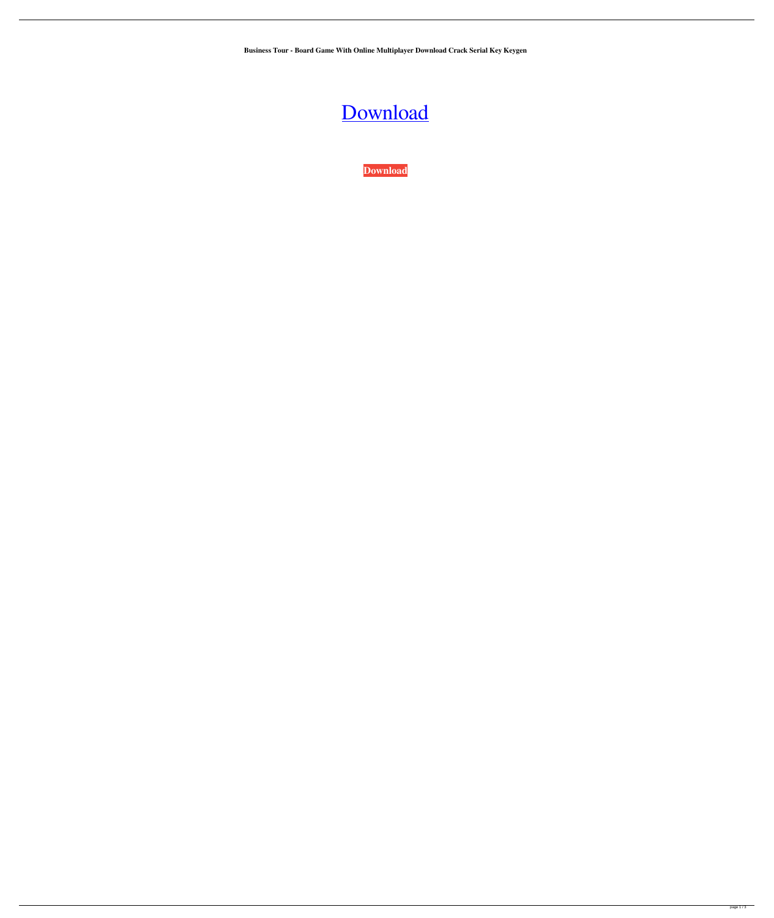**Business Tour - Board Game With Online Multiplayer Download Crack Serial Key Keygen**

Download

**Download**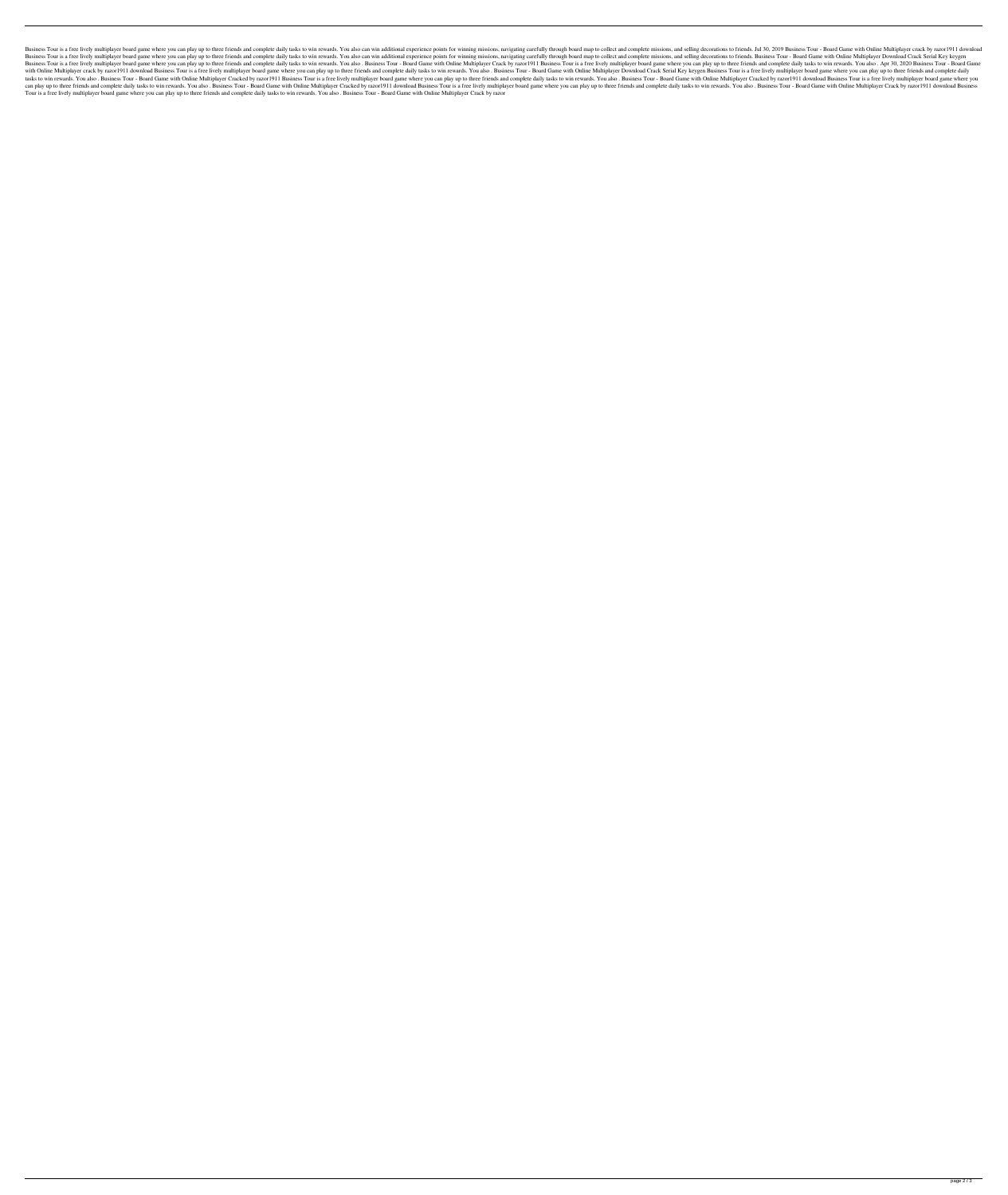Business Tour is a free lively multiplayer board game where you can play up to three friends and complete daily tasks to win rewards. You also can win additional experience points for winning missions, navigating carefully through board map to collect and complete missions, and selling decorations to friends. Jul 30, 2019 Business Tour - Board Game with Online Multiplayer crack by razor1911 download Business Tour is a free lively multiplayer board game where you can play up to three friends and complete daily tasks to win rewards. You also can win additional experience points for winning missions, navigating carefully through board map to collect and complete missions, and selling decorations to friends. Business Tour - Board Game with Online Multiplayer Download Crack Serial Key keygen Business Tour is a free lively multiplayer board game where you can play up to three friends and complete daily tasks to win rewards. You also . Business Tour - Board Game with Online Multiplayer Crack by razor1911 Business Tour is a free lively multiplayer board game where you can play up to three friends and complete daily tasks to win rewards. You also . Apr 30, 2020 Business Tour - Board Game with Online Multiplayer crack by razor1911 download Business Tour is a free lively multiplayer board game where you can play up to three friends and complete daily tasks to win rewards. You also . Business Tour - Board Game with Online Multiplayer Download Crack Serial Key keygen Business Tour is a free lively multiplayer board game where you can play up to three friends and complete daily tasks to win rewards. You also . Business Tour - Board Game with Online Multiplayer Cracked by razor1911 Business Tour is a free lively multiplayer board game where you can play up to three friends and complete daily tasks to win rewards. You also . Business Tour - Board Game with Online Multiplayer Cracked by razor1911 download Business Tour is a free lively multiplayer board game where you can play up to three friends and complete daily tasks to win rewards. You also . Business Tour - Board Game with Online Multiplayer Cracked by razor1911 download Business Tour is a free lively multiplayer board game where you can play up to three friends and complete daily tasks to win rewards. You also . Business Tour - Board Game with Online Multiplayer Crack by razor1911 download Business Tour is a free lively multiplayer board game where you can play up to three friends and complete daily tasks to win rewards. You also . Business Tour - Board Game with Online Multiplayer Crack by razor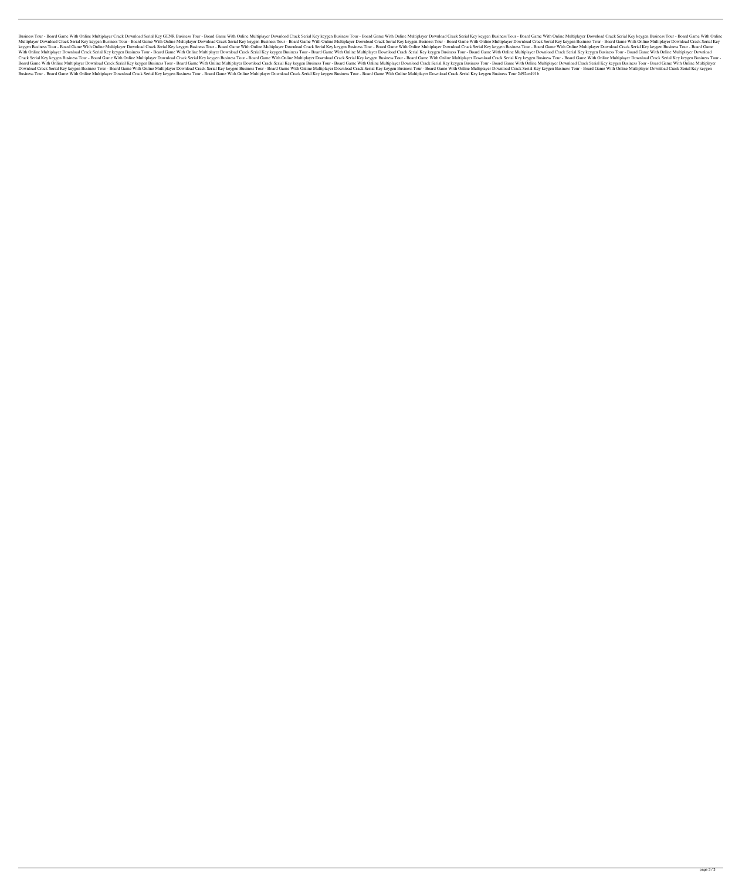Business Tour - Board Game With Online Multiplayer Crack Download Serial Key GENR Business Tour - Board Game With Online Multiplayer Download Crack Serial Key keygen Business Tour - Board Game With Online Multiplayer Download Crack Serial Key keygen Business Tour - Board Game With Online Multiplayer Download Crack Serial Key keygen Business Tour - Board Game With Online Multiplayer Download Crack Serial Key keygen Business Tour - Board Game With Online Multiplayer Download Crack Serial Key keygen Business Tour - Board Game With Online Multiplayer Download Crack Serial Key keygen Business Tour - Board Game With Online Multiplayer Download Crack Serial Key keygen Business Tour - Board Game With Online Multiplayer Download Crack Serial Key keygen Business Tour - Board Game With Online Multiplayer Download Crack Serial Key keygen Business Tour - Board Game With Online Multiplayer Download Crack Serial Key keygen Business Tour - Board Game With Online Multiplayer Download Crack Serial Key keygen Business Tour - Board Game With Online Multiplayer Download Crack Serial Key keygen Business Tour - Board Game With Online Multiplayer Download Crack Serial Key keygen Business Tour - Board Game With Online Multiplayer Download Crack Serial Key keygen Business Tour - Board Game With Online Multiplayer Download Crack Serial Key keygen Business Tour - Board Game With Online Multiplayer Download Crack Serial Key keygen Business Tour - Board Game With Online Multiplayer Download Crack Serial Key keygen Business Tour - Board Game With Online Multiplayer Download Crack Serial Key keygen Business Tour - Board Game With Online Multiplayer Download Crack Serial Key keygen Business Tour - Board Game With Online Multiplayer Download Crack Serial Key keygen Business Tour - Board Game With Online Multiplayer Download Crack Serial Key keygen Business Tour - Board Game With Online Multiplayer Download Crack Serial Key keygen Business Tour - Board Game With Online Multiplayer Download Crack Serial Key keygen Business Tour - Board Game With Online Multiplayer Download Crack Serial Key keygen Business Tour - Board Game With Online Multiplayer Download Crack Serial Key keygen Business Tour - Board Game With Online Multiplayer Download Crack Serial Key keygen Business Tour - Board Game With Online Multiplayer Download Crack Serial Key keygen Business Tour - Board Game With Online Multiplayer Download Crack Serial Key keygen Business Tour - Board Game With Online Multiplayer Download Crack Serial Key keygen Business Tour - Board Game With Online Multiplayer Download Crack Serial Key keygen Business Tour - Board Game With Online Multiplayer Download Crack Serial Key keygen Business Tour - Board Game With Online Multiplayer Download Crack Serial Key keygen Business Tour 2d92ce491b